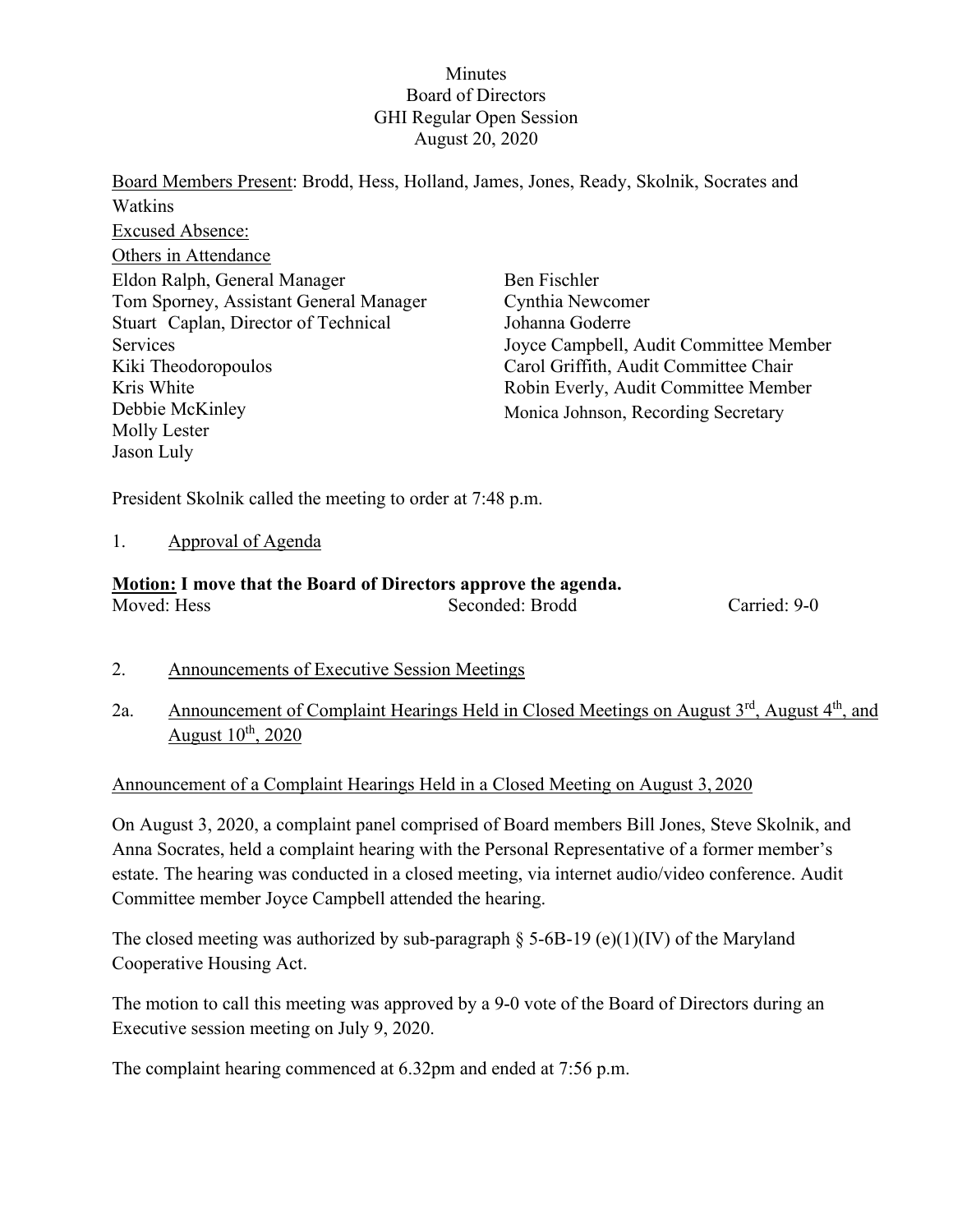Minutes
Board of Directors
GHI Regular Open Session
August 20, 2020

Board Members Present: Brodd, Hess, Holland, James, Jones, Ready, Skolnik, Socrates and Watkins

Excused Absence:

Others in Attendance

Eldon Ralph, General Manager
Tom Sporney, Assistant General Manager
Stuart Caplan, Director of Technical Services
Kiki Theodoropoulos
Kris White
Debbie McKinley
Molly Lester
Jason Luly
Ben Fischler
Cynthia Newcomer
Johanna Goderre
Joyce Campbell, Audit Committee Member
Carol Griffith, Audit Committee Chair
Robin Everly, Audit Committee Member
Monica Johnson, Recording Secretary

President Skolnik called the meeting to order at 7:48 p.m.

1. Approval of Agenda

**Motion: I move that the Board of Directors approve the agenda.**

Moved: Hess Seconded: Brodd Carried: 9-0

2. Announcements of Executive Session Meetings

2a. Announcement of Complaint Hearings Held in Closed Meetings on August 3rd, August 4th, and August 10th, 2020

Announcement of a Complaint Hearings Held in a Closed Meeting on August 3, 2020

On August 3, 2020, a complaint panel comprised of Board members Bill Jones, Steve Skolnik, and Anna Socrates, held a complaint hearing with the Personal Representative of a former member's estate. The hearing was conducted in a closed meeting, via internet audio/video conference. Audit Committee member Joyce Campbell attended the hearing.

The closed meeting was authorized by sub-paragraph § 5-6B-19 (e)(1)(IV) of the Maryland Cooperative Housing Act.

The motion to call this meeting was approved by a 9-0 vote of the Board of Directors during an Executive session meeting on July 9, 2020.

The complaint hearing commenced at 6.32pm and ended at 7:56 p.m.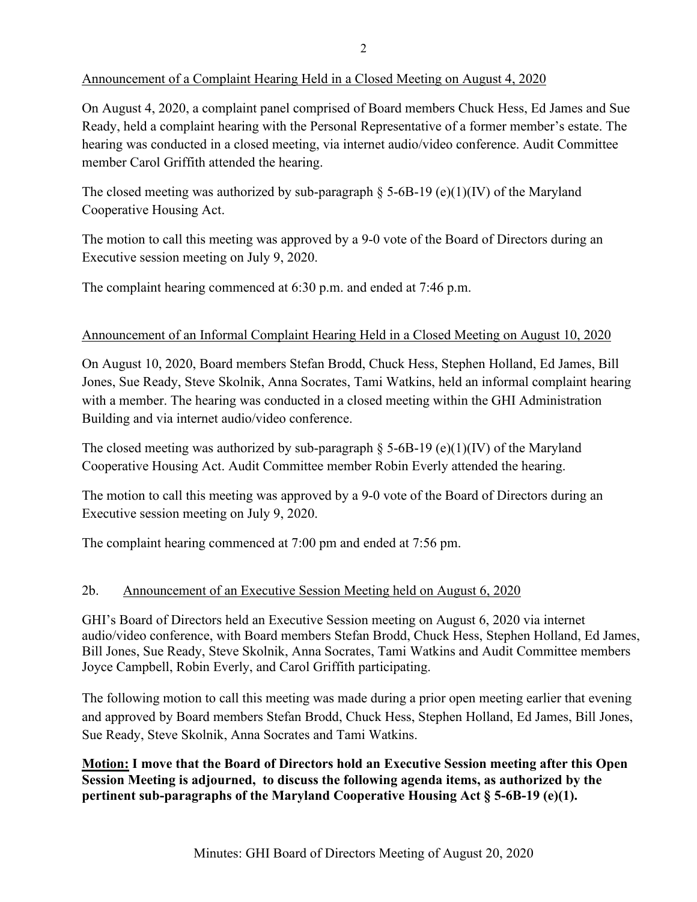Announcement of a Complaint Hearing Held in a Closed Meeting on August 4, 2020

On August 4, 2020, a complaint panel comprised of Board members Chuck Hess, Ed James and Sue Ready, held a complaint hearing with the Personal Representative of a former member's estate. The hearing was conducted in a closed meeting, via internet audio/video conference. Audit Committee member Carol Griffith attended the hearing.

The closed meeting was authorized by sub-paragraph § 5-6B-19 (e)(1)(IV) of the Maryland Cooperative Housing Act.

The motion to call this meeting was approved by a 9-0 vote of the Board of Directors during an Executive session meeting on July 9, 2020.

The complaint hearing commenced at 6:30 p.m. and ended at 7:46 p.m.

Announcement of an Informal Complaint Hearing Held in a Closed Meeting on August 10, 2020

On August 10, 2020, Board members Stefan Brodd, Chuck Hess, Stephen Holland, Ed James, Bill Jones, Sue Ready, Steve Skolnik, Anna Socrates, Tami Watkins, held an informal complaint hearing with a member. The hearing was conducted in a closed meeting within the GHI Administration Building and via internet audio/video conference.

The closed meeting was authorized by sub-paragraph § 5-6B-19 (e)(1)(IV) of the Maryland Cooperative Housing Act. Audit Committee member Robin Everly attended the hearing.

The motion to call this meeting was approved by a 9-0 vote of the Board of Directors during an Executive session meeting on July 9, 2020.

The complaint hearing commenced at 7:00 pm and ended at 7:56 pm.

2b. Announcement of an Executive Session Meeting held on August 6, 2020

GHI's Board of Directors held an Executive Session meeting on August 6, 2020 via internet audio/video conference, with Board members Stefan Brodd, Chuck Hess, Stephen Holland, Ed James, Bill Jones, Sue Ready, Steve Skolnik, Anna Socrates, Tami Watkins and Audit Committee members Joyce Campbell, Robin Everly, and Carol Griffith participating.

The following motion to call this meeting was made during a prior open meeting earlier that evening and approved by Board members Stefan Brodd, Chuck Hess, Stephen Holland, Ed James, Bill Jones, Sue Ready, Steve Skolnik, Anna Socrates and Tami Watkins.

**Motion: I move that the Board of Directors hold an Executive Session meeting after this Open Session Meeting is adjourned, to discuss the following agenda items, as authorized by the pertinent sub-paragraphs of the Maryland Cooperative Housing Act § 5-6B-19 (e)(1).**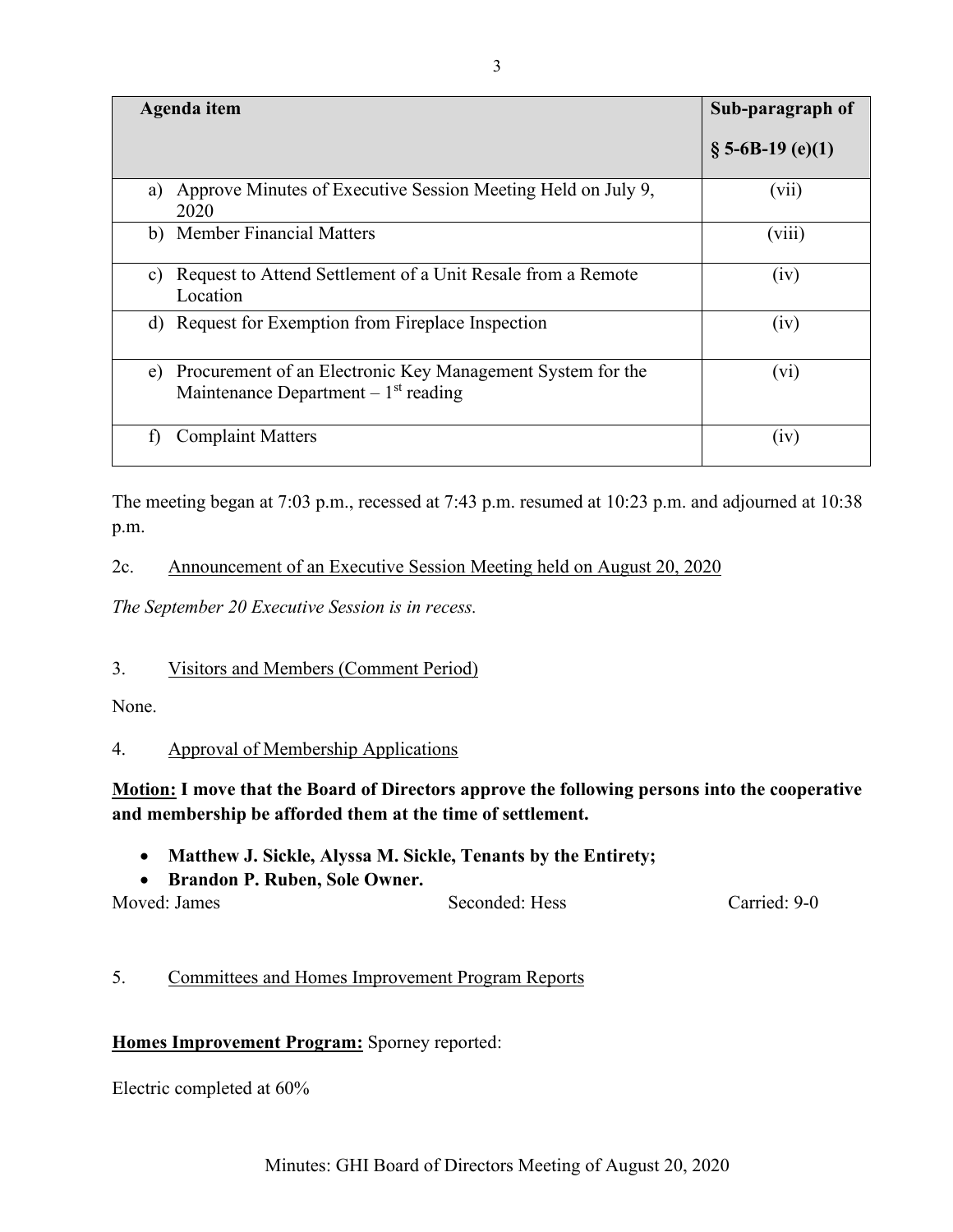| Agenda item | Sub-paragraph of § 5-6B-19 (e)(1) |
|---|---|
| a) Approve Minutes of Executive Session Meeting Held on July 9, 2020 | (vii) |
| b) Member Financial Matters | (viii) |
| c) Request to Attend Settlement of a Unit Resale from a Remote Location | (iv) |
| d) Request for Exemption from Fireplace Inspection | (iv) |
| e) Procurement of an Electronic Key Management System for the Maintenance Department – 1st reading | (vi) |
| f) Complaint Matters | (iv) |

The meeting began at 7:03 p.m., recessed at 7:43 p.m. resumed at 10:23 p.m. and adjourned at 10:38 p.m.

2c. Announcement of an Executive Session Meeting held on August 20, 2020

*The September 20 Executive Session is in recess.*

3. Visitors and Members (Comment Period)

None.

4. Approval of Membership Applications

**Motion: I move that the Board of Directors approve the following persons into the cooperative and membership be afforded them at the time of settlement.**

- **Matthew J. Sickle, Alyssa M. Sickle, Tenants by the Entirety;**
- **Brandon P. Ruben, Sole Owner.**

Moved: James Seconded: Hess Carried: 9-0

5. Committees and Homes Improvement Program Reports

**Homes Improvement Program:** Sporney reported:

Electric completed at 60%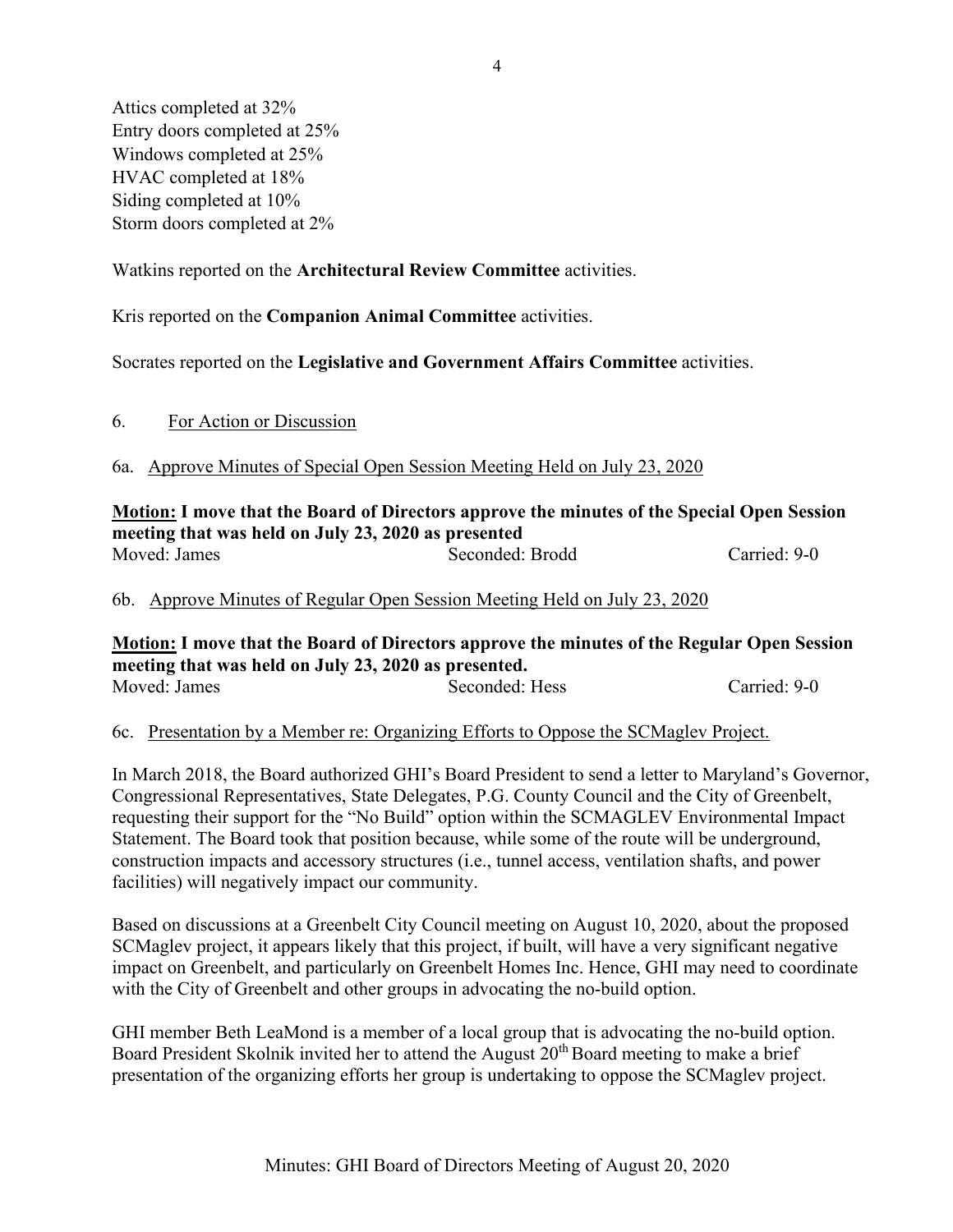Attics completed at 32%
Entry doors completed at 25%
Windows completed at 25%
HVAC completed at 18%
Siding completed at 10%
Storm doors completed at 2%

Watkins reported on the **Architectural Review Committee** activities.

Kris reported on the **Companion Animal Committee** activities.

Socrates reported on the **Legislative and Government Affairs Committee** activities.

6. For Action or Discussion

6a. Approve Minutes of Special Open Session Meeting Held on July 23, 2020

**Motion: I move that the Board of Directors approve the minutes of the Special Open Session meeting that was held on July 23, 2020 as presented**

Moved: James | Seconded: Brodd | Carried: 9-0

6b. Approve Minutes of Regular Open Session Meeting Held on July 23, 2020

**Motion: I move that the Board of Directors approve the minutes of the Regular Open Session meeting that was held on July 23, 2020 as presented.**

Moved: James | Seconded: Hess | Carried: 9-0

6c. Presentation by a Member re: Organizing Efforts to Oppose the SCMaglev Project.

In March 2018, the Board authorized GHI's Board President to send a letter to Maryland's Governor, Congressional Representatives, State Delegates, P.G. County Council and the City of Greenbelt, requesting their support for the "No Build" option within the SCMAGLEV Environmental Impact Statement. The Board took that position because, while some of the route will be underground, construction impacts and accessory structures (i.e., tunnel access, ventilation shafts, and power facilities) will negatively impact our community.

Based on discussions at a Greenbelt City Council meeting on August 10, 2020, about the proposed SCMaglev project, it appears likely that this project, if built, will have a very significant negative impact on Greenbelt, and particularly on Greenbelt Homes Inc. Hence, GHI may need to coordinate with the City of Greenbelt and other groups in advocating the no-build option.

GHI member Beth LeaMond is a member of a local group that is advocating the no-build option. Board President Skolnik invited her to attend the August 20th Board meeting to make a brief presentation of the organizing efforts her group is undertaking to oppose the SCMaglev project.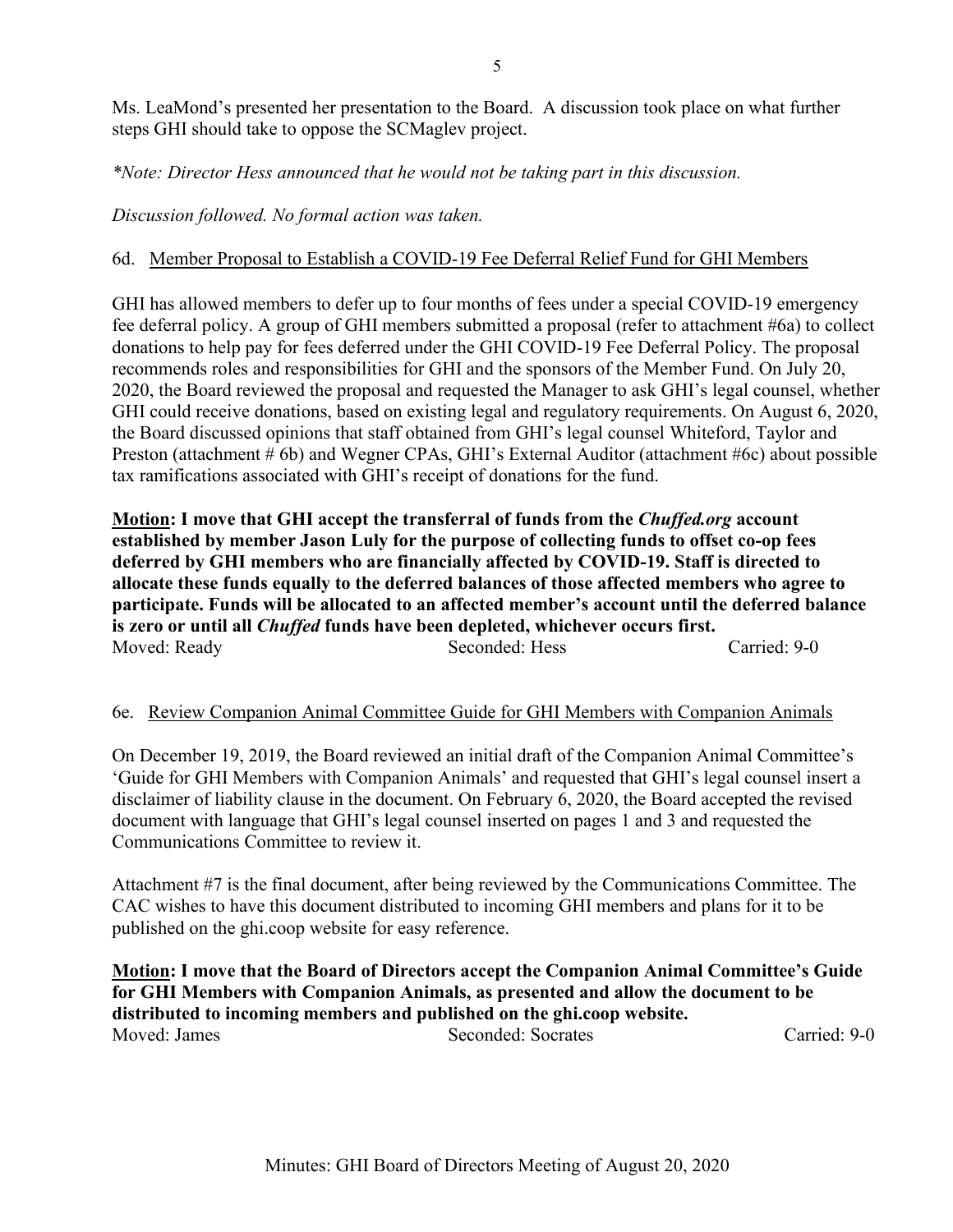Ms. LeaMond's presented her presentation to the Board. A discussion took place on what further steps GHI should take to oppose the SCMaglev project.

*\*Note: Director Hess announced that he would not be taking part in this discussion.*

*Discussion followed. No formal action was taken.*

6d. Member Proposal to Establish a COVID-19 Fee Deferral Relief Fund for GHI Members

GHI has allowed members to defer up to four months of fees under a special COVID-19 emergency fee deferral policy. A group of GHI members submitted a proposal (refer to attachment #6a) to collect donations to help pay for fees deferred under the GHI COVID-19 Fee Deferral Policy. The proposal recommends roles and responsibilities for GHI and the sponsors of the Member Fund. On July 20, 2020, the Board reviewed the proposal and requested the Manager to ask GHI's legal counsel, whether GHI could receive donations, based on existing legal and regulatory requirements. On August 6, 2020, the Board discussed opinions that staff obtained from GHI's legal counsel Whiteford, Taylor and Preston (attachment # 6b) and Wegner CPAs, GHI's External Auditor (attachment #6c) about possible tax ramifications associated with GHI's receipt of donations for the fund.

**Motion: I move that GHI accept the transferral of funds from the *Chuffed.org* account established by member Jason Luly for the purpose of collecting funds to offset co-op fees deferred by GHI members who are financially affected by COVID-19. Staff is directed to allocate these funds equally to the deferred balances of those affected members who agree to participate. Funds will be allocated to an affected member's account until the deferred balance is zero or until all *Chuffed* funds have been depleted, whichever occurs first.**

Moved: Ready Seconded: Hess Carried: 9-0

6e. Review Companion Animal Committee Guide for GHI Members with Companion Animals

On December 19, 2019, the Board reviewed an initial draft of the Companion Animal Committee's 'Guide for GHI Members with Companion Animals' and requested that GHI's legal counsel insert a disclaimer of liability clause in the document. On February 6, 2020, the Board accepted the revised document with language that GHI's legal counsel inserted on pages 1 and 3 and requested the Communications Committee to review it.

Attachment #7 is the final document, after being reviewed by the Communications Committee. The CAC wishes to have this document distributed to incoming GHI members and plans for it to be published on the ghi.coop website for easy reference.

**Motion: I move that the Board of Directors accept the Companion Animal Committee's Guide for GHI Members with Companion Animals, as presented and allow the document to be distributed to incoming members and published on the ghi.coop website.**

Moved: James Seconded: Socrates Carried: 9-0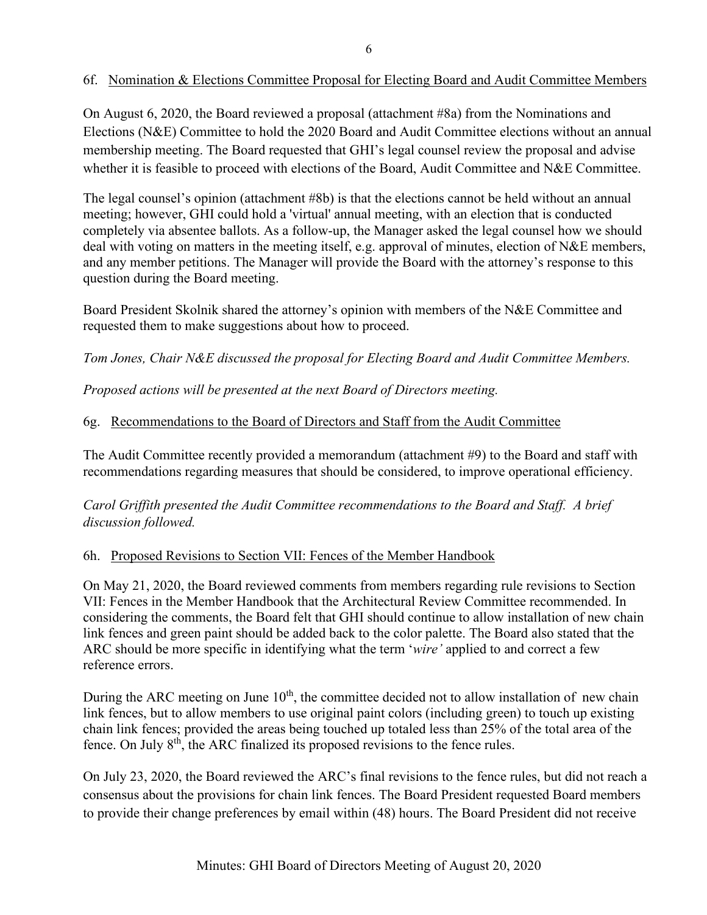### 6f. Nomination & Elections Committee Proposal for Electing Board and Audit Committee Members

On August 6, 2020, the Board reviewed a proposal (attachment #8a) from the Nominations and Elections (N&E) Committee to hold the 2020 Board and Audit Committee elections without an annual membership meeting. The Board requested that GHI's legal counsel review the proposal and advise whether it is feasible to proceed with elections of the Board, Audit Committee and N&E Committee.

The legal counsel's opinion (attachment #8b) is that the elections cannot be held without an annual meeting; however, GHI could hold a 'virtual' annual meeting, with an election that is conducted completely via absentee ballots. As a follow-up, the Manager asked the legal counsel how we should deal with voting on matters in the meeting itself, e.g. approval of minutes, election of N&E members, and any member petitions. The Manager will provide the Board with the attorney's response to this question during the Board meeting.

Board President Skolnik shared the attorney's opinion with members of the N&E Committee and requested them to make suggestions about how to proceed.

*Tom Jones, Chair N&E discussed the proposal for Electing Board and Audit Committee Members.*

*Proposed actions will be presented at the next Board of Directors meeting.*

### 6g. Recommendations to the Board of Directors and Staff from the Audit Committee

The Audit Committee recently provided a memorandum (attachment #9) to the Board and staff with recommendations regarding measures that should be considered, to improve operational efficiency.

*Carol Griffith presented the Audit Committee recommendations to the Board and Staff. A brief discussion followed.*

### 6h. Proposed Revisions to Section VII: Fences of the Member Handbook

On May 21, 2020, the Board reviewed comments from members regarding rule revisions to Section VII: Fences in the Member Handbook that the Architectural Review Committee recommended. In considering the comments, the Board felt that GHI should continue to allow installation of new chain link fences and green paint should be added back to the color palette. The Board also stated that the ARC should be more specific in identifying what the term '*wire'* applied to and correct a few reference errors.

During the ARC meeting on June 10th, the committee decided not to allow installation of new chain link fences, but to allow members to use original paint colors (including green) to touch up existing chain link fences; provided the areas being touched up totaled less than 25% of the total area of the fence. On July 8th, the ARC finalized its proposed revisions to the fence rules.

On July 23, 2020, the Board reviewed the ARC's final revisions to the fence rules, but did not reach a consensus about the provisions for chain link fences. The Board President requested Board members to provide their change preferences by email within (48) hours. The Board President did not receive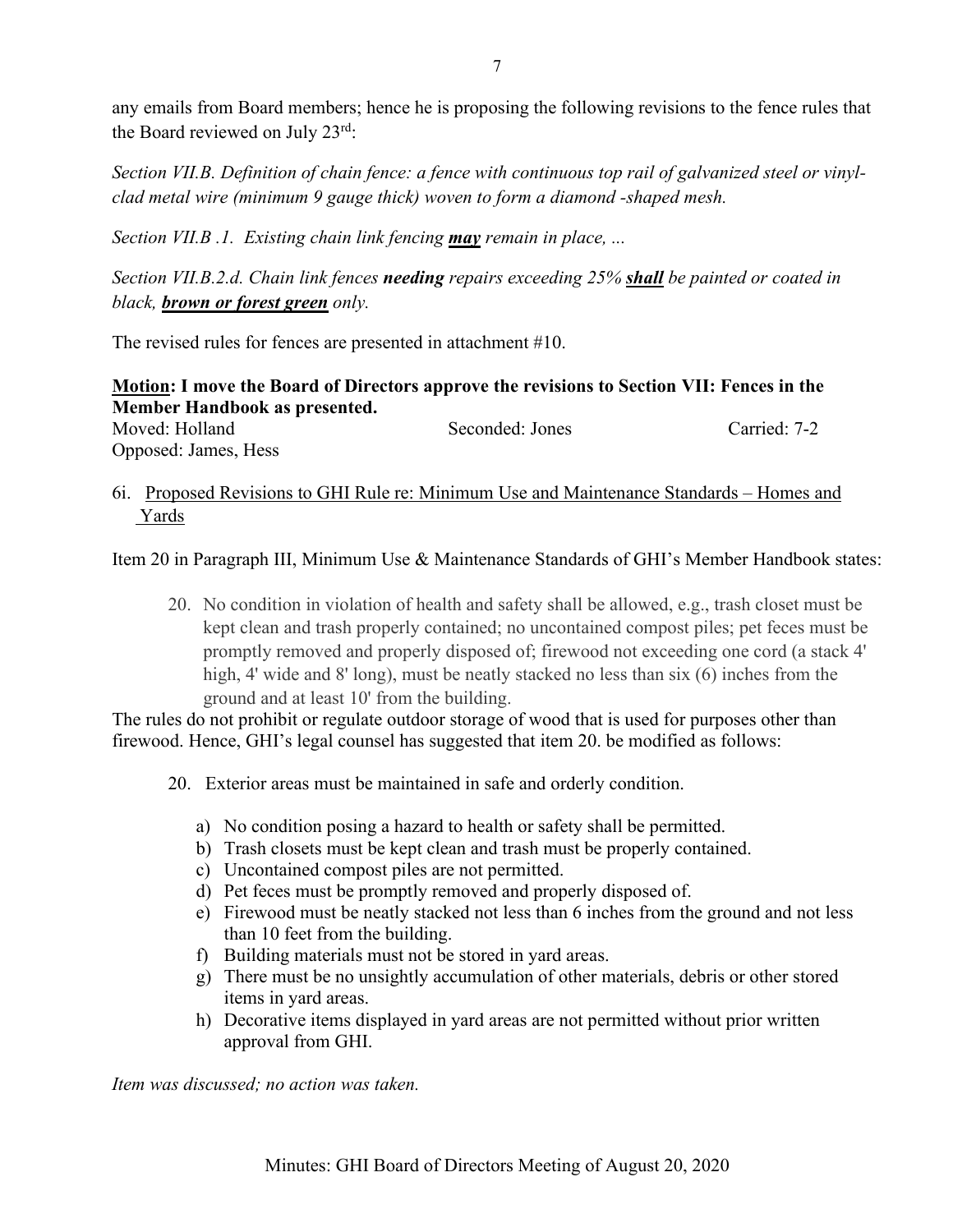any emails from Board members; hence he is proposing the following revisions to the fence rules that the Board reviewed on July 23rd:

*Section VII.B. Definition of chain fence: a fence with continuous top rail of galvanized steel or vinyl-clad metal wire (minimum 9 gauge thick) woven to form a diamond -shaped mesh.*

*Section VII.B .1. Existing chain link fencing **<u>may</u>** remain in place, ...*

*Section VII.B.2.d. Chain link fences **needing** repairs exceeding 25% **<u>shall</u>** be painted or coated in black, **<u>brown or forest green</u>** only.*

The revised rules for fences are presented in attachment #10.

**<u>Motion</u>: I move the Board of Directors approve the revisions to Section VII: Fences in the Member Handbook as presented.**

Moved: Holland Seconded: Jones Carried: 7-2
Opposed: James, Hess

6i. <u>Proposed Revisions to GHI Rule re: Minimum Use and Maintenance Standards – Homes and Yards</u>

Item 20 in Paragraph III, Minimum Use & Maintenance Standards of GHI's Member Handbook states:

> 20. No condition in violation of health and safety shall be allowed, e.g., trash closet must be kept clean and trash properly contained; no uncontained compost piles; pet feces must be promptly removed and properly disposed of; firewood not exceeding one cord (a stack 4' high, 4' wide and 8' long), must be neatly stacked no less than six (6) inches from the ground and at least 10' from the building.

The rules do not prohibit or regulate outdoor storage of wood that is used for purposes other than firewood. Hence, GHI's legal counsel has suggested that item 20. be modified as follows:

> 20. Exterior areas must be maintained in safe and orderly condition.
>
> a) No condition posing a hazard to health or safety shall be permitted.
> b) Trash closets must be kept clean and trash must be properly contained.
> c) Uncontained compost piles are not permitted.
> d) Pet feces must be promptly removed and properly disposed of.
> e) Firewood must be neatly stacked not less than 6 inches from the ground and not less than 10 feet from the building.
> f) Building materials must not be stored in yard areas.
> g) There must be no unsightly accumulation of other materials, debris or other stored items in yard areas.
> h) Decorative items displayed in yard areas are not permitted without prior written approval from GHI.

*Item was discussed; no action was taken.*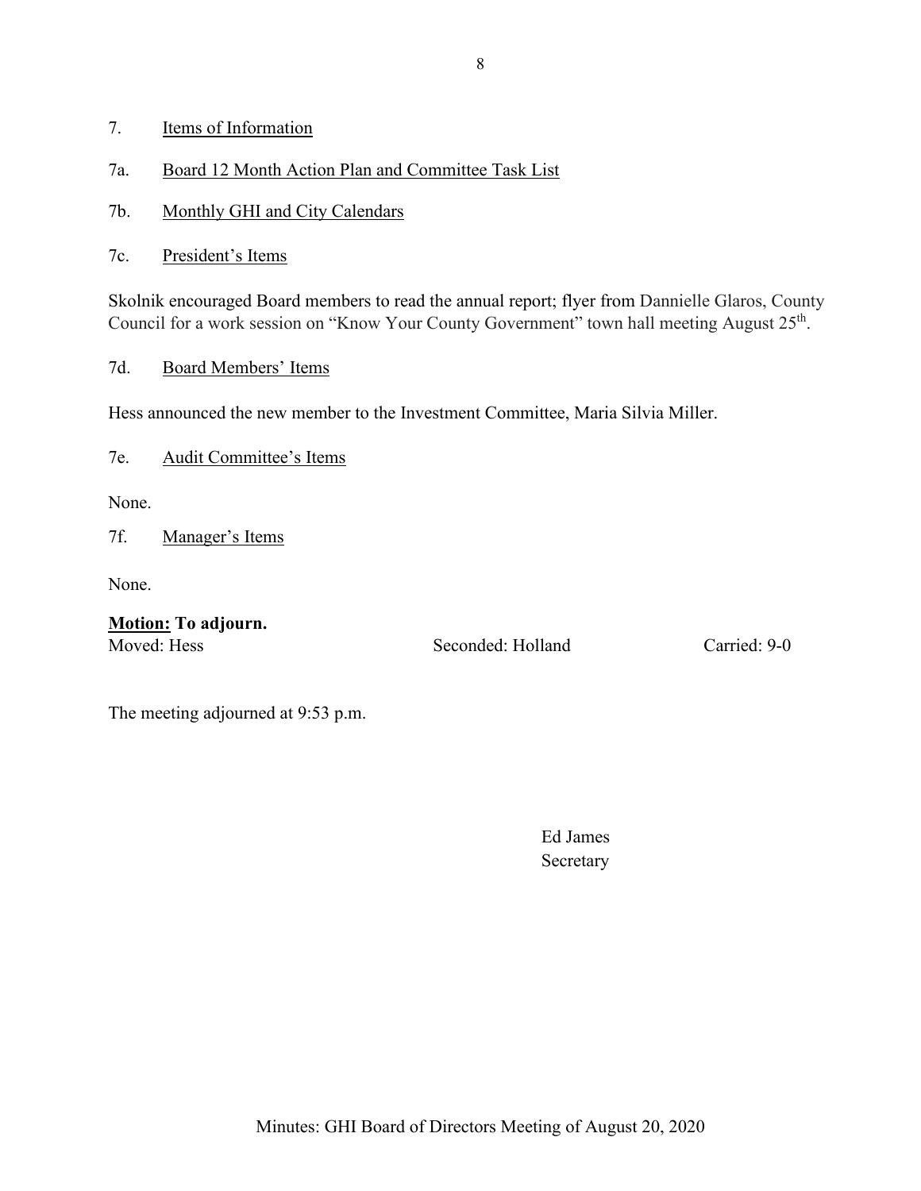7. Items of Information

7a. Board 12 Month Action Plan and Committee Task List

7b. Monthly GHI and City Calendars

7c. President's Items

Skolnik encouraged Board members to read the annual report; flyer from Dannielle Glaros, County Council for a work session on "Know Your County Government" town hall meeting August 25th.

7d. Board Members' Items

Hess announced the new member to the Investment Committee, Maria Silvia Miller.

7e. Audit Committee's Items

None.

7f. Manager's Items

None.

**Motion: To adjourn.**

Moved: Hess    Seconded: Holland    Carried: 9-0

The meeting adjourned at 9:53 p.m.

Ed James
Secretary